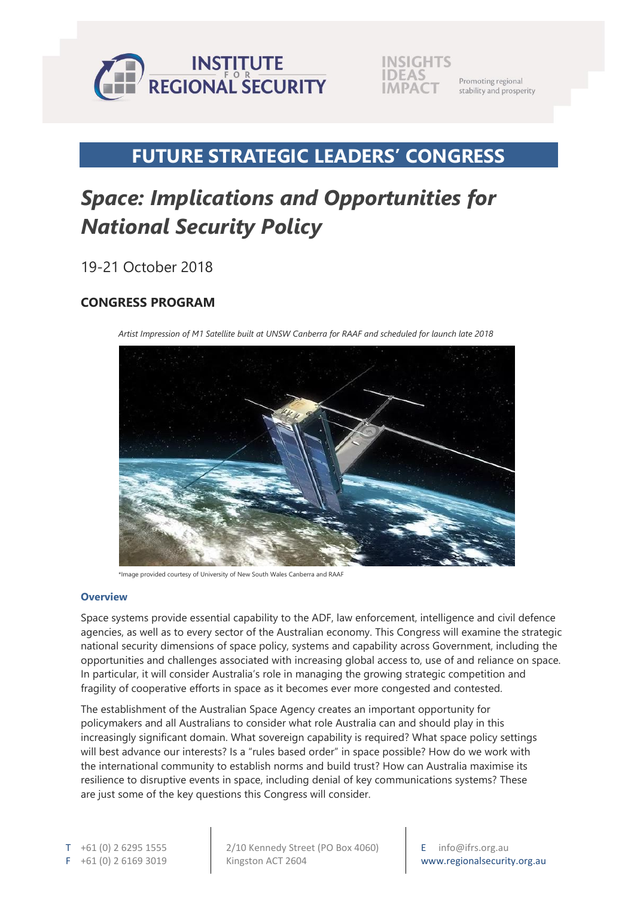# FUTURE STRATEGIC LEADERS' CONGRESS

## *Space: Implications and Opportunities for National Security Policy*

19-21 October 2018

### CONGRESS PROGRAM

*Artist Impression of M1 Satellite built at UNSW Canberra for RAAF and scheduled for launch late 2018*

*Image provided courtesy of University of New South Wales Canberra and RAAF

#### Overview

Space systems provide essential capability to the ADF, law enforcement, intelligence and civil defence agencies, as well as to every sector of the Australian economy. This Congress will examine the strategic national security dimensions of space policy, systems and capability across Government, including the opportunities and challenges associated with increasing global access to, use of and reliance on space. In particular, it will consider Australia's role in managing the growing strategic competition and fragility of cooperative efforts in space as it becomes ever more congested and contested.

The establishment of the Australian Space Agency creates an important opportunity for policymakers and all Australians to consider what role Australia can and should play in this increasingly significant domain. What sovereign capability is required? What space policy settings will best advance our interests? Is a "rules based order" in space possible? How do we work with the international community to establish norms and build trust? How can Australia maximise its resilience to disruptive events in space, including denial of key communications systems? These are just some of the key questions this Congress will consider.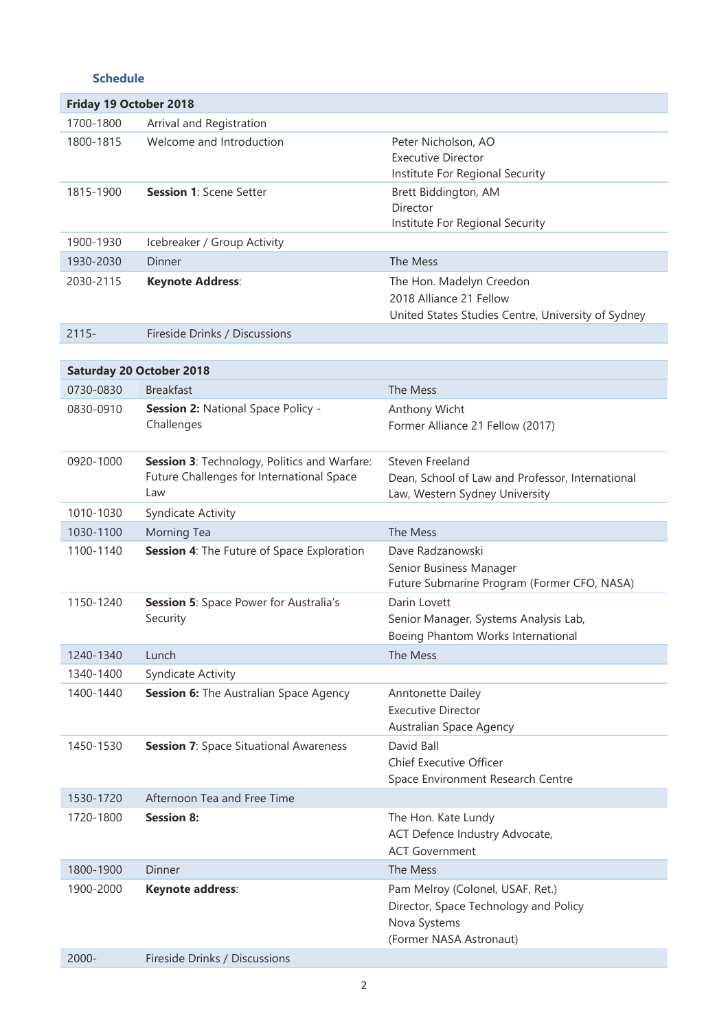## Schedule

| Friday 19 October 2018 | | |
|---|---|---|
| 1700-1800 | Arrival and Registration | |
| 1800-1815 | Welcome and Introduction | Peter Nicholson, AO<br>Executive Director<br>Institute For Regional Security |
| 1815-1900 | **Session 1**: Scene Setter | Brett Biddington, AM<br>Director<br>Institute For Regional Security |
| 1900-1930 | Icebreaker / Group Activity | |
| 1930-2030 | Dinner | The Mess |
| 2030-2115 | **Keynote Address**: | The Hon. Madelyn Creedon<br>2018 Alliance 21 Fellow<br>United States Studies Centre, University of Sydney |
| 2115- | Fireside Drinks / Discussions | |

| Saturday 20 October 2018 | | |
|---|---|---|
| 0730-0830 | Breakfast | The Mess |
| 0830-0910 | **Session 2:** National Space Policy - Challenges | Anthony Wicht<br>Former Alliance 21 Fellow (2017) |
| 0920-1000 | **Session 3**: Technology, Politics and Warfare: Future Challenges for International Space Law | Steven Freeland<br>Dean, School of Law and Professor, International Law, Western Sydney University |
| 1010-1030 | Syndicate Activity | |
| 1030-1100 | Morning Tea | The Mess |
| 1100-1140 | **Session 4**: The Future of Space Exploration | Dave Radzanowski<br>Senior Business Manager<br>Future Submarine Program (Former CFO, NASA) |
| 1150-1240 | **Session 5**: Space Power for Australia's Security | Darin Lovett<br>Senior Manager, Systems Analysis Lab,<br>Boeing Phantom Works International |
| 1240-1340 | Lunch | The Mess |
| 1340-1400 | Syndicate Activity | |
| 1400-1440 | **Session 6:** The Australian Space Agency | Anntonette Dailey<br>Executive Director<br>Australian Space Agency |
| 1450-1530 | **Session 7**: Space Situational Awareness | David Ball<br>Chief Executive Officer<br>Space Environment Research Centre |
| 1530-1720 | Afternoon Tea and Free Time | |
| 1720-1800 | **Session 8:** | The Hon. Kate Lundy<br>ACT Defence Industry Advocate,<br>ACT Government |
| 1800-1900 | Dinner | The Mess |
| 1900-2000 | **Keynote address**: | Pam Melroy (Colonel, USAF, Ret.)<br>Director, Space Technology and Policy<br>Nova Systems<br>(Former NASA Astronaut) |
| 2000- | Fireside Drinks / Discussions | |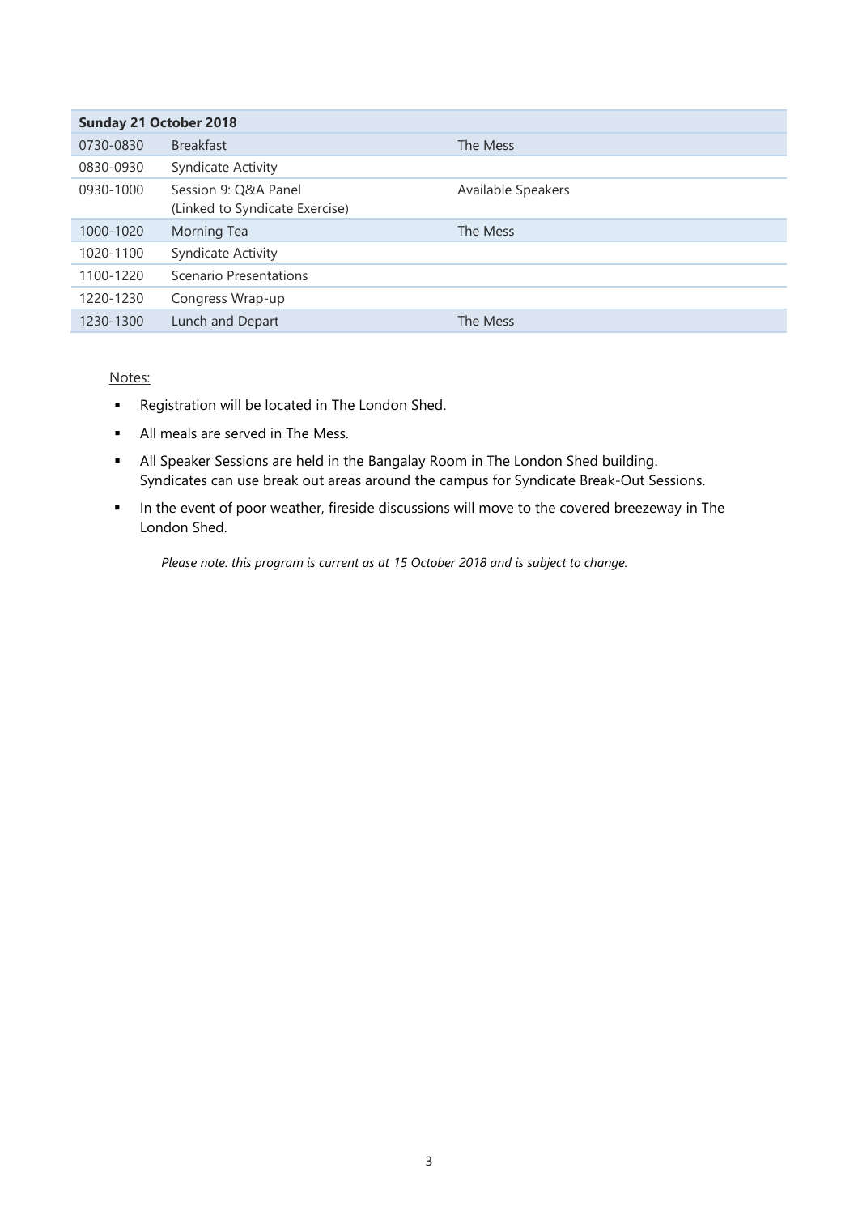| Sunday 21 October 2018 | | |
|---|---|---|
| 0730-0830 | Breakfast | The Mess |
| 0830-0930 | Syndicate Activity | |
| 0930-1000 | Session 9: Q&A Panel (Linked to Syndicate Exercise) | Available Speakers |
| 1000-1020 | Morning Tea | The Mess |
| 1020-1100 | Syndicate Activity | |
| 1100-1220 | Scenario Presentations | |
| 1220-1230 | Congress Wrap-up | |
| 1230-1300 | Lunch and Depart | The Mess |

Notes:

- Registration will be located in The London Shed.
- All meals are served in The Mess.
- All Speaker Sessions are held in the Bangalay Room in The London Shed building. Syndicates can use break out areas around the campus for Syndicate Break-Out Sessions.
- In the event of poor weather, fireside discussions will move to the covered breezeway in The London Shed.

*Please note: this program is current as at 15 October 2018 and is subject to change.*